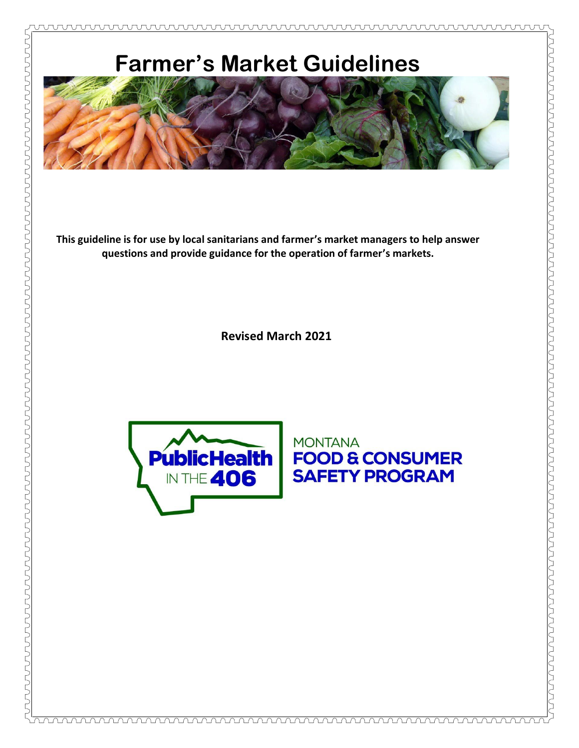# Farmer's Market Guidelines

**This guideline is for use by local sanitarians and farmer's market managers to help answer questions and provide guidance for the operation of farmer's markets.**

**Revised March 2021**

PublicHealth IN THE 406

MONTANA
FOOD & CONSUMER SAFETY PROGRAM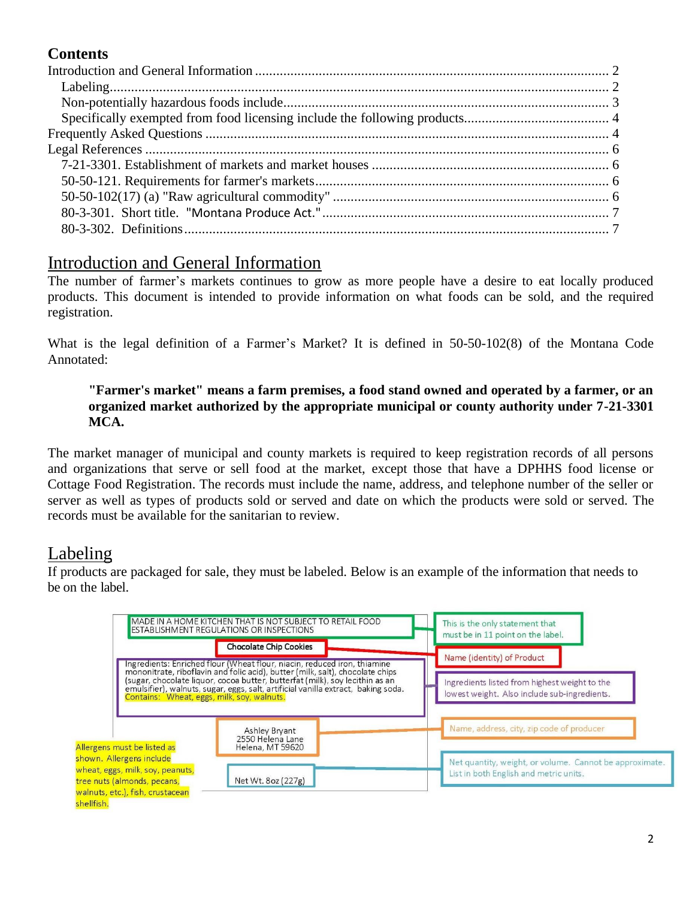## Contents

Introduction and General Information ............................................................ 2
- Labeling ............................................................ 2
- Non-potentially hazardous foods include ............................................................ 3
- Specifically exempted from food licensing include the following products ............................................................ 4

Frequently Asked Questions ............................................................ 4

Legal References ............................................................ 6
- 7-21-3301. Establishment of markets and market houses ............................................................ 6
- 50-50-121. Requirements for farmer's markets ............................................................ 6
- 50-50-102(17) (a) "Raw agricultural commodity" ............................................................ 6
- 80-3-301. Short title. "Montana Produce Act." ............................................................ 7
- 80-3-302. Definitions ............................................................ 7

# Introduction and General Information

The number of farmer's markets continues to grow as more people have a desire to eat locally produced products. This document is intended to provide information on what foods can be sold, and the required registration.

What is the legal definition of a Farmer's Market? It is defined in 50-50-102(8) of the Montana Code Annotated:

> **"Farmer's market" means a farm premises, a food stand owned and operated by a farmer, or an organized market authorized by the appropriate municipal or county authority under 7-21-3301 MCA.**

The market manager of municipal and county markets is required to keep registration records of all persons and organizations that serve or sell food at the market, except those that have a DPHHS food license or Cottage Food Registration. The records must include the name, address, and telephone number of the seller or server as well as types of products sold or served and date on which the products were sold or served. The records must be available for the sanitarian to review.

## Labeling

If products are packaged for sale, they must be labeled. Below is an example of the information that needs to be on the label.

MADE IN A HOME KITCHEN THAT IS NOT SUBJECT TO RETAIL FOOD ESTABLISHMENT REGULATIONS OR INSPECTIONS — *This is the only statement that must be in 11 point on the label.*

Chocolate Chip Cookies — *Name (identity) of Product*

Ingredients: Enriched flour (Wheat flour, niacin, reduced iron, thiamine mononitrate, riboflavin and folic acid), butter (milk, salt), chocolate chips (sugar, chocolate liquor, cocoa butter, butterfat (milk), soy lecithin as an emulsifier), walnuts, sugar, eggs, salt, artificial vanilla extract, baking soda.
Contains: Wheat, eggs, milk, soy, walnuts. — *Ingredients listed from highest weight to the lowest weight. Also include sub-ingredients.*

Ashley Bryant
2550 Helena Lane
Helena, MT 59620 — *Name, address, city, zip code of producer*

Net Wt. 8oz (227g) — *Net quantity, weight, or volume. Cannot be approximate. List in both English and metric units.*

*Allergens must be listed as shown. Allergens include wheat, eggs, milk, soy, peanuts, tree nuts (almonds, pecans, walnuts, etc.), fish, crustacean shellfish.*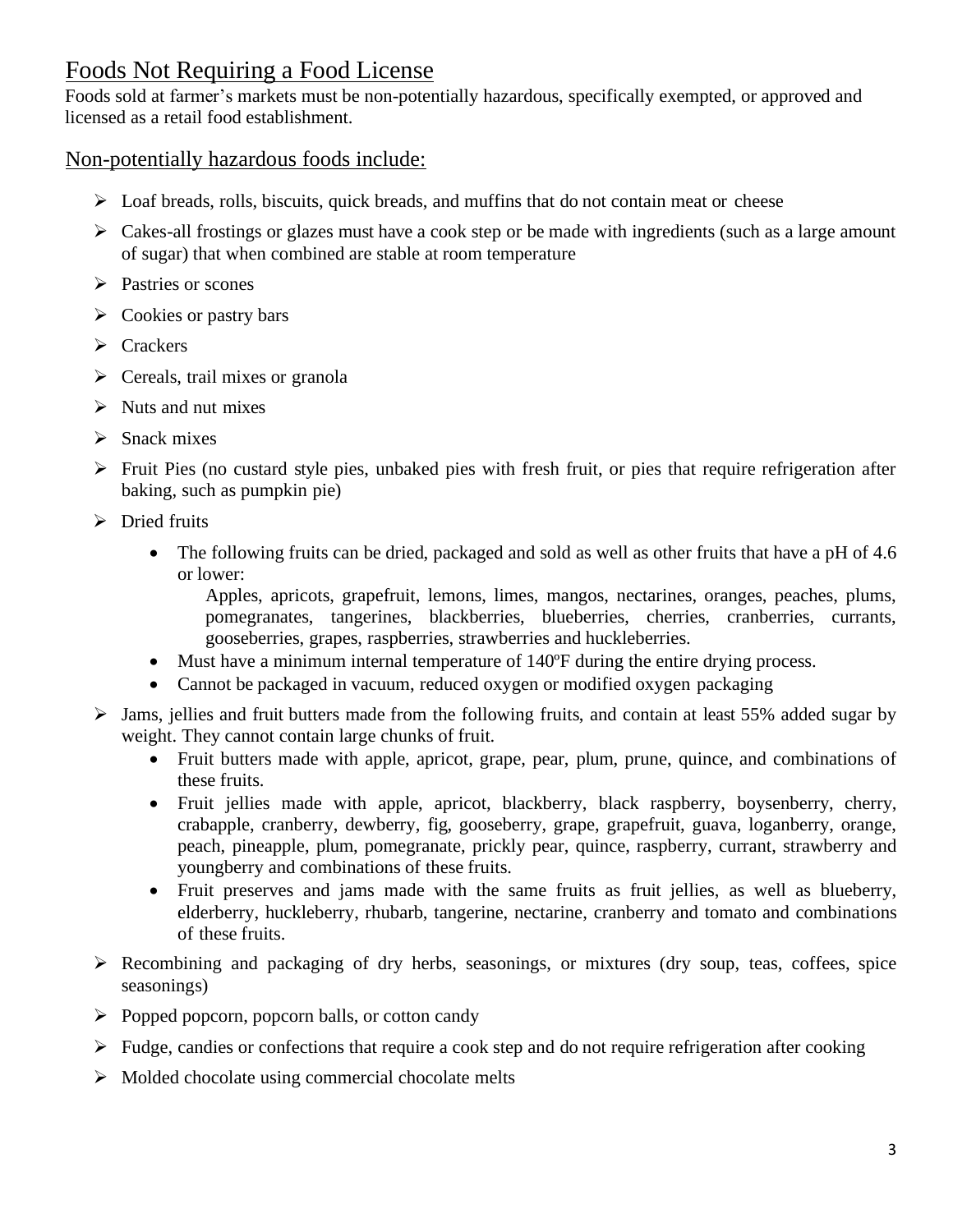## Foods Not Requiring a Food License

Foods sold at farmer's markets must be non-potentially hazardous, specifically exempted, or approved and licensed as a retail food establishment.

### Non-potentially hazardous foods include:

- Loaf breads, rolls, biscuits, quick breads, and muffins that do not contain meat or cheese
- Cakes-all frostings or glazes must have a cook step or be made with ingredients (such as a large amount of sugar) that when combined are stable at room temperature
- Pastries or scones
- Cookies or pastry bars
- Crackers
- Cereals, trail mixes or granola
- Nuts and nut mixes
- Snack mixes
- Fruit Pies (no custard style pies, unbaked pies with fresh fruit, or pies that require refrigeration after baking, such as pumpkin pie)
- Dried fruits
  - The following fruits can be dried, packaged and sold as well as other fruits that have a pH of 4.6 or lower:

    Apples, apricots, grapefruit, lemons, limes, mangos, nectarines, oranges, peaches, plums, pomegranates, tangerines, blackberries, blueberries, cherries, cranberries, currants, gooseberries, grapes, raspberries, strawberries and huckleberries.
  - Must have a minimum internal temperature of 140ºF during the entire drying process.
  - Cannot be packaged in vacuum, reduced oxygen or modified oxygen packaging
- Jams, jellies and fruit butters made from the following fruits, and contain at least 55% added sugar by weight. They cannot contain large chunks of fruit.
  - Fruit butters made with apple, apricot, grape, pear, plum, prune, quince, and combinations of these fruits.
  - Fruit jellies made with apple, apricot, blackberry, black raspberry, boysenberry, cherry, crabapple, cranberry, dewberry, fig, gooseberry, grape, grapefruit, guava, loganberry, orange, peach, pineapple, plum, pomegranate, prickly pear, quince, raspberry, currant, strawberry and youngberry and combinations of these fruits.
  - Fruit preserves and jams made with the same fruits as fruit jellies, as well as blueberry, elderberry, huckleberry, rhubarb, tangerine, nectarine, cranberry and tomato and combinations of these fruits.
- Recombining and packaging of dry herbs, seasonings, or mixtures (dry soup, teas, coffees, spice seasonings)
- Popped popcorn, popcorn balls, or cotton candy
- Fudge, candies or confections that require a cook step and do not require refrigeration after cooking
- Molded chocolate using commercial chocolate melts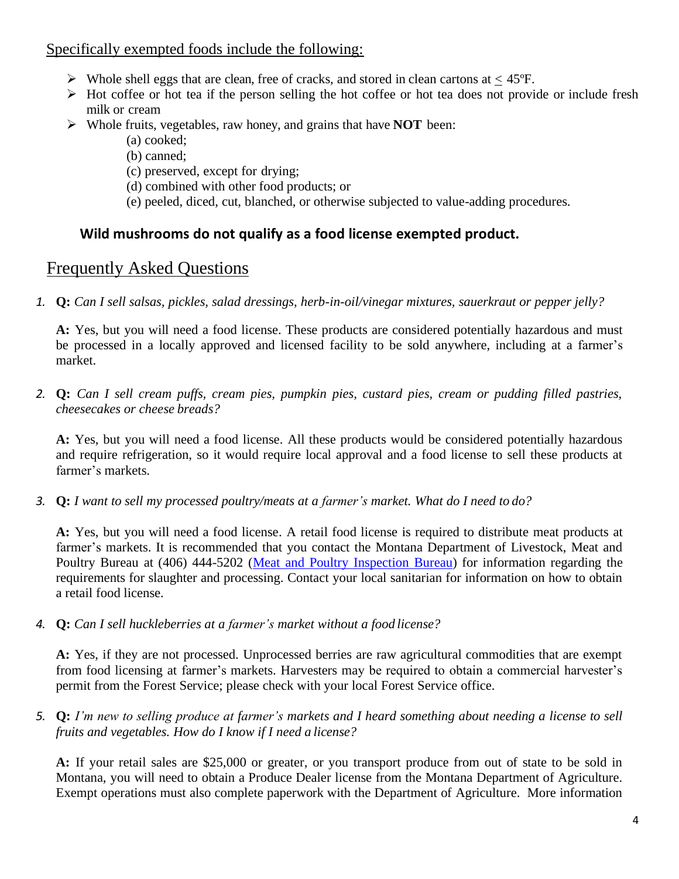## Specifically exempted foods include the following:

- Whole shell eggs that are clean, free of cracks, and stored in clean cartons at $\leq$ 45ºF.
- Hot coffee or hot tea if the person selling the hot coffee or hot tea does not provide or include fresh milk or cream
- Whole fruits, vegetables, raw honey, and grains that have **NOT** been:
  - (a) cooked;
  - (b) canned;
  - (c) preserved, except for drying;
  - (d) combined with other food products; or
  - (e) peeled, diced, cut, blanched, or otherwise subjected to value-adding procedures.

**Wild mushrooms do not qualify as a food license exempted product.**

## Frequently Asked Questions

1. **Q:** *Can I sell salsas, pickles, salad dressings, herb-in-oil/vinegar mixtures, sauerkraut or pepper jelly?*

   **A:** Yes, but you will need a food license. These products are considered potentially hazardous and must be processed in a locally approved and licensed facility to be sold anywhere, including at a farmer's market.

2. **Q:** *Can I sell cream puffs, cream pies, pumpkin pies, custard pies, cream or pudding filled pastries, cheesecakes or cheese breads?*

   **A:** Yes, but you will need a food license. All these products would be considered potentially hazardous and require refrigeration, so it would require local approval and a food license to sell these products at farmer's markets.

3. **Q:** *I want to sell my processed poultry/meats at a farmer's market. What do I need to do?*

   **A:** Yes, but you will need a food license. A retail food license is required to distribute meat products at farmer's markets. It is recommended that you contact the Montana Department of Livestock, Meat and Poultry Bureau at (406) 444-5202 (Meat and Poultry Inspection Bureau) for information regarding the requirements for slaughter and processing. Contact your local sanitarian for information on how to obtain a retail food license.

4. **Q:** *Can I sell huckleberries at a farmer's market without a food license?*

   **A:** Yes, if they are not processed. Unprocessed berries are raw agricultural commodities that are exempt from food licensing at farmer's markets. Harvesters may be required to obtain a commercial harvester's permit from the Forest Service; please check with your local Forest Service office.

5. **Q:** *I'm new to selling produce at farmer's markets and I heard something about needing a license to sell fruits and vegetables. How do I know if I need a license?*

   **A:** If your retail sales are $25,000 or greater, or you transport produce from out of state to be sold in Montana, you will need to obtain a Produce Dealer license from the Montana Department of Agriculture. Exempt operations must also complete paperwork with the Department of Agriculture. More information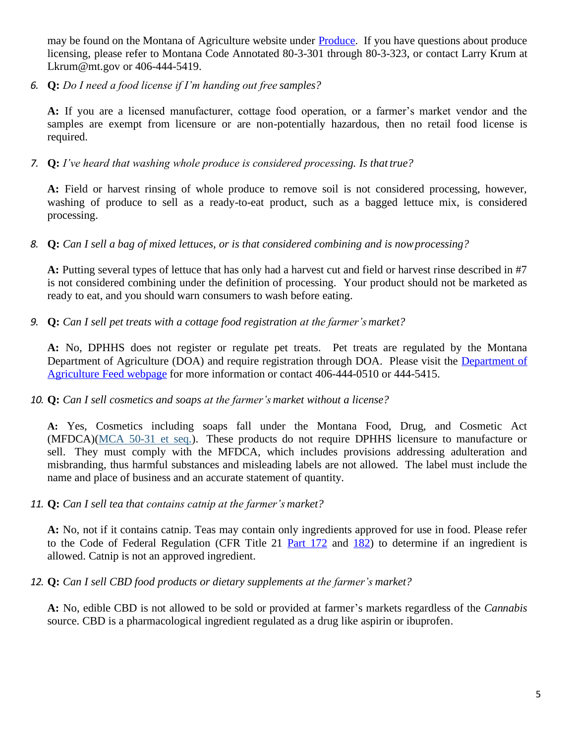may be found on the Montana of Agriculture website under Produce. If you have questions about produce licensing, please refer to Montana Code Annotated 80-3-301 through 80-3-323, or contact Larry Krum at Lkrum@mt.gov or 406-444-5419.

6. **Q:** *Do I need a food license if I'm handing out free samples?*

   **A:** If you are a licensed manufacturer, cottage food operation, or a farmer's market vendor and the samples are exempt from licensure or are non-potentially hazardous, then no retail food license is required.

7. **Q:** *I've heard that washing whole produce is considered processing. Is that true?*

   **A:** Field or harvest rinsing of whole produce to remove soil is not considered processing, however, washing of produce to sell as a ready-to-eat product, such as a bagged lettuce mix, is considered processing.

8. **Q:** *Can I sell a bag of mixed lettuces, or is that considered combining and is now processing?*

   **A:** Putting several types of lettuce that has only had a harvest cut and field or harvest rinse described in #7 is not considered combining under the definition of processing. Your product should not be marketed as ready to eat, and you should warn consumers to wash before eating.

9. **Q:** *Can I sell pet treats with a cottage food registration at the farmer's market?*

   **A:** No, DPHHS does not register or regulate pet treats. Pet treats are regulated by the Montana Department of Agriculture (DOA) and require registration through DOA. Please visit the Department of Agriculture Feed webpage for more information or contact 406-444-0510 or 444-5415.

10. **Q:** *Can I sell cosmetics and soaps at the farmer's market without a license?*

    **A:** Yes, Cosmetics including soaps fall under the Montana Food, Drug, and Cosmetic Act (MFDCA)(MCA 50-31 et seq.). These products do not require DPHHS licensure to manufacture or sell. They must comply with the MFDCA, which includes provisions addressing adulteration and misbranding, thus harmful substances and misleading labels are not allowed. The label must include the name and place of business and an accurate statement of quantity.

11. **Q:** *Can I sell tea that contains catnip at the farmer's market?*

    **A:** No, not if it contains catnip. Teas may contain only ingredients approved for use in food. Please refer to the Code of Federal Regulation (CFR Title 21 Part 172 and 182) to determine if an ingredient is allowed. Catnip is not an approved ingredient.

12. **Q:** *Can I sell CBD food products or dietary supplements at the farmer's market?*

    **A:** No, edible CBD is not allowed to be sold or provided at farmer's markets regardless of the *Cannabis* source. CBD is a pharmacological ingredient regulated as a drug like aspirin or ibuprofen.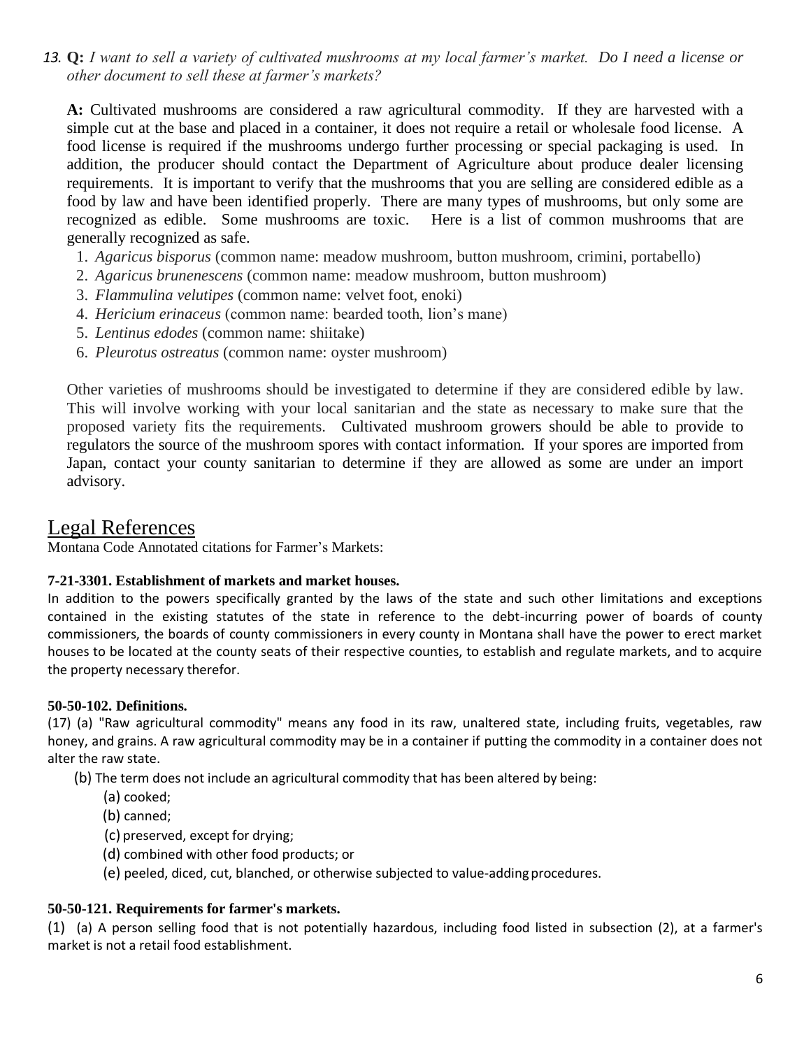13. **Q:** *I want to sell a variety of cultivated mushrooms at my local farmer's market. Do I need a license or other document to sell these at farmer's markets?*

    **A:** Cultivated mushrooms are considered a raw agricultural commodity. If they are harvested with a simple cut at the base and placed in a container, it does not require a retail or wholesale food license. A food license is required if the mushrooms undergo further processing or special packaging is used. In addition, the producer should contact the Department of Agriculture about produce dealer licensing requirements. It is important to verify that the mushrooms that you are selling are considered edible as a food by law and have been identified properly. There are many types of mushrooms, but only some are recognized as edible. Some mushrooms are toxic. Here is a list of common mushrooms that are generally recognized as safe.

    1. *Agaricus bisporus* (common name: meadow mushroom, button mushroom, crimini, portabello)
    2. *Agaricus brunenescens* (common name: meadow mushroom, button mushroom)
    3. *Flammulina velutipes* (common name: velvet foot, enoki)
    4. *Hericium erinaceus* (common name: bearded tooth, lion's mane)
    5. *Lentinus edodes* (common name: shiitake)
    6. *Pleurotus ostreatus* (common name: oyster mushroom)

    Other varieties of mushrooms should be investigated to determine if they are considered edible by law. This will involve working with your local sanitarian and the state as necessary to make sure that the proposed variety fits the requirements. Cultivated mushroom growers should be able to provide to regulators the source of the mushroom spores with contact information. If your spores are imported from Japan, contact your county sanitarian to determine if they are allowed as some are under an import advisory.

## Legal References

Montana Code Annotated citations for Farmer's Markets:

**7-21-3301. Establishment of markets and market houses.**

In addition to the powers specifically granted by the laws of the state and such other limitations and exceptions contained in the existing statutes of the state in reference to the debt-incurring power of boards of county commissioners, the boards of county commissioners in every county in Montana shall have the power to erect market houses to be located at the county seats of their respective counties, to establish and regulate markets, and to acquire the property necessary therefor.

**50-50-102. Definitions.**

(17) (a) "Raw agricultural commodity" means any food in its raw, unaltered state, including fruits, vegetables, raw honey, and grains. A raw agricultural commodity may be in a container if putting the commodity in a container does not alter the raw state.

(b) The term does not include an agricultural commodity that has been altered by being:

(a) cooked;

(b) canned;

(c) preserved, except for drying;

(d) combined with other food products; or

(e) peeled, diced, cut, blanched, or otherwise subjected to value-adding procedures.

**50-50-121. Requirements for farmer's markets.**

(1) (a) A person selling food that is not potentially hazardous, including food listed in subsection (2), at a farmer's market is not a retail food establishment.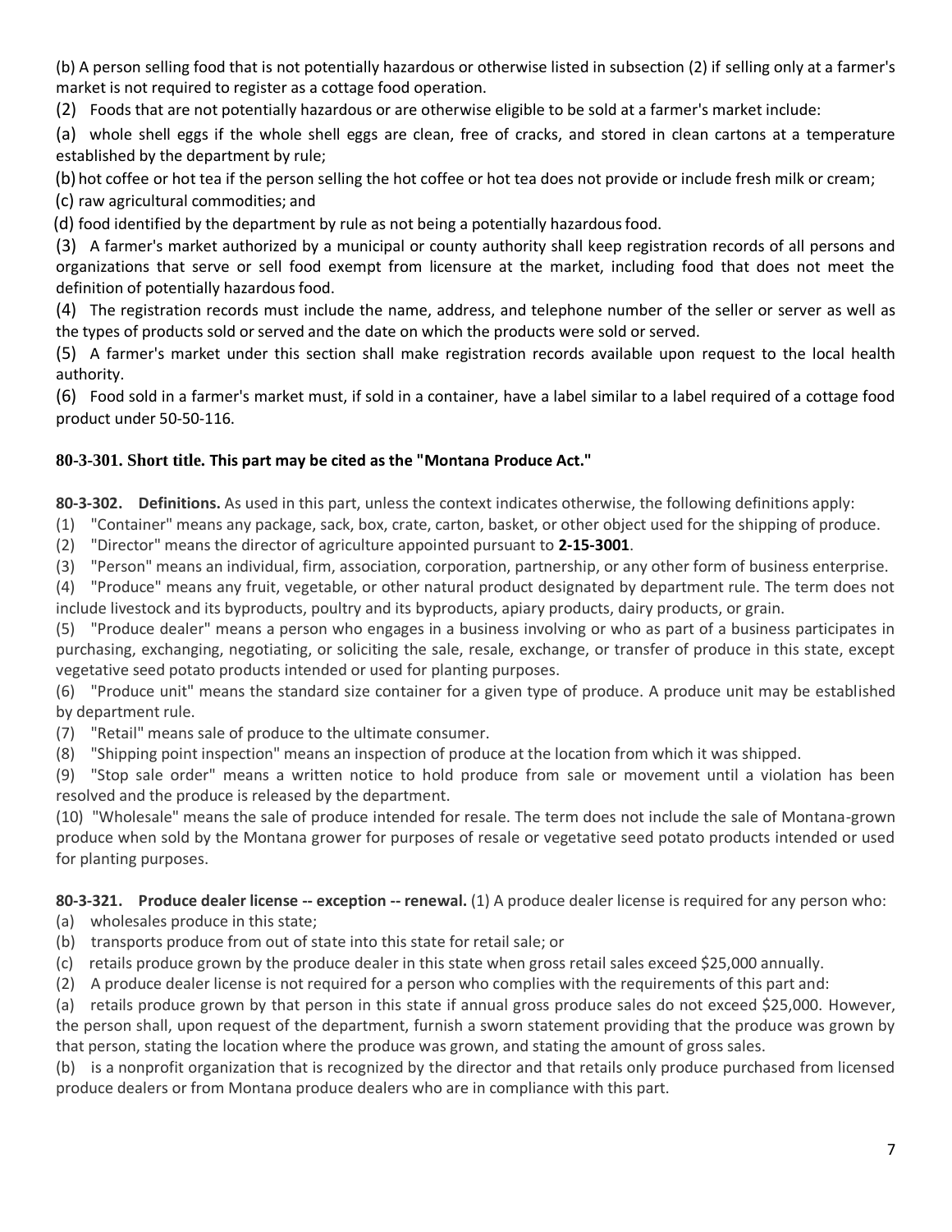(b) A person selling food that is not potentially hazardous or otherwise listed in subsection (2) if selling only at a farmer's market is not required to register as a cottage food operation.

(2) Foods that are not potentially hazardous or are otherwise eligible to be sold at a farmer's market include:

(a) whole shell eggs if the whole shell eggs are clean, free of cracks, and stored in clean cartons at a temperature established by the department by rule;

(b) hot coffee or hot tea if the person selling the hot coffee or hot tea does not provide or include fresh milk or cream;

(c) raw agricultural commodities; and

(d) food identified by the department by rule as not being a potentially hazardous food.

(3) A farmer's market authorized by a municipal or county authority shall keep registration records of all persons and organizations that serve or sell food exempt from licensure at the market, including food that does not meet the definition of potentially hazardous food.

(4) The registration records must include the name, address, and telephone number of the seller or server as well as the types of products sold or served and the date on which the products were sold or served.

(5) A farmer's market under this section shall make registration records available upon request to the local health authority.

(6) Food sold in a farmer's market must, if sold in a container, have a label similar to a label required of a cottage food product under 50-50-116.

**80-3-301. Short title. This part may be cited as the "Montana Produce Act."**

**80-3-302. Definitions.** As used in this part, unless the context indicates otherwise, the following definitions apply:

(1) "Container" means any package, sack, box, crate, carton, basket, or other object used for the shipping of produce.

(2) "Director" means the director of agriculture appointed pursuant to **2-15-3001**.

(3) "Person" means an individual, firm, association, corporation, partnership, or any other form of business enterprise.

(4) "Produce" means any fruit, vegetable, or other natural product designated by department rule. The term does not include livestock and its byproducts, poultry and its byproducts, apiary products, dairy products, or grain.

(5) "Produce dealer" means a person who engages in a business involving or who as part of a business participates in purchasing, exchanging, negotiating, or soliciting the sale, resale, exchange, or transfer of produce in this state, except vegetative seed potato products intended or used for planting purposes.

(6) "Produce unit" means the standard size container for a given type of produce. A produce unit may be established by department rule.

(7) "Retail" means sale of produce to the ultimate consumer.

(8) "Shipping point inspection" means an inspection of produce at the location from which it was shipped.

(9) "Stop sale order" means a written notice to hold produce from sale or movement until a violation has been resolved and the produce is released by the department.

(10) "Wholesale" means the sale of produce intended for resale. The term does not include the sale of Montana-grown produce when sold by the Montana grower for purposes of resale or vegetative seed potato products intended or used for planting purposes.

**80-3-321. Produce dealer license -- exception -- renewal.** (1) A produce dealer license is required for any person who:

(a) wholesales produce in this state;

(b) transports produce from out of state into this state for retail sale; or

(c) retails produce grown by the produce dealer in this state when gross retail sales exceed $25,000 annually.

(2) A produce dealer license is not required for a person who complies with the requirements of this part and:

(a) retails produce grown by that person in this state if annual gross produce sales do not exceed $25,000. However, the person shall, upon request of the department, furnish a sworn statement providing that the produce was grown by that person, stating the location where the produce was grown, and stating the amount of gross sales.

(b) is a nonprofit organization that is recognized by the director and that retails only produce purchased from licensed produce dealers or from Montana produce dealers who are in compliance with this part.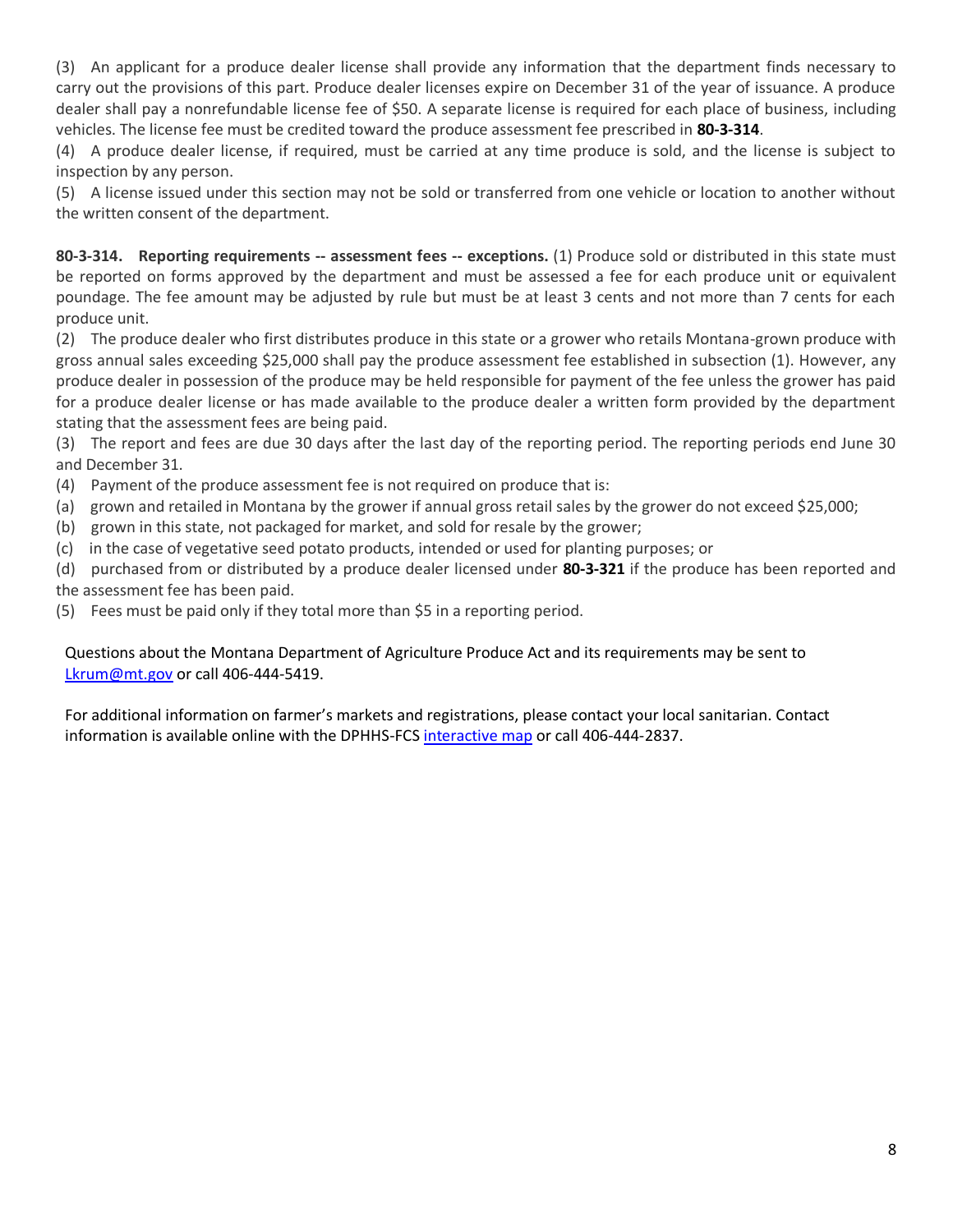(3) An applicant for a produce dealer license shall provide any information that the department finds necessary to carry out the provisions of this part. Produce dealer licenses expire on December 31 of the year of issuance. A produce dealer shall pay a nonrefundable license fee of $50. A separate license is required for each place of business, including vehicles. The license fee must be credited toward the produce assessment fee prescribed in **80-3-314**.

(4) A produce dealer license, if required, must be carried at any time produce is sold, and the license is subject to inspection by any person.

(5) A license issued under this section may not be sold or transferred from one vehicle or location to another without the written consent of the department.

**80-3-314. Reporting requirements -- assessment fees -- exceptions.** (1) Produce sold or distributed in this state must be reported on forms approved by the department and must be assessed a fee for each produce unit or equivalent poundage. The fee amount may be adjusted by rule but must be at least 3 cents and not more than 7 cents for each produce unit.

(2) The produce dealer who first distributes produce in this state or a grower who retails Montana-grown produce with gross annual sales exceeding $25,000 shall pay the produce assessment fee established in subsection (1). However, any produce dealer in possession of the produce may be held responsible for payment of the fee unless the grower has paid for a produce dealer license or has made available to the produce dealer a written form provided by the department stating that the assessment fees are being paid.

(3) The report and fees are due 30 days after the last day of the reporting period. The reporting periods end June 30 and December 31.

(4) Payment of the produce assessment fee is not required on produce that is:

(a) grown and retailed in Montana by the grower if annual gross retail sales by the grower do not exceed $25,000;

(b) grown in this state, not packaged for market, and sold for resale by the grower;

(c) in the case of vegetative seed potato products, intended or used for planting purposes; or

(d) purchased from or distributed by a produce dealer licensed under **80-3-321** if the produce has been reported and the assessment fee has been paid.

(5) Fees must be paid only if they total more than $5 in a reporting period.

Questions about the Montana Department of Agriculture Produce Act and its requirements may be sent to Lkrum@mt.gov or call 406-444-5419.

For additional information on farmer's markets and registrations, please contact your local sanitarian. Contact information is available online with the DPHHS-FCS interactive map or call 406-444-2837.